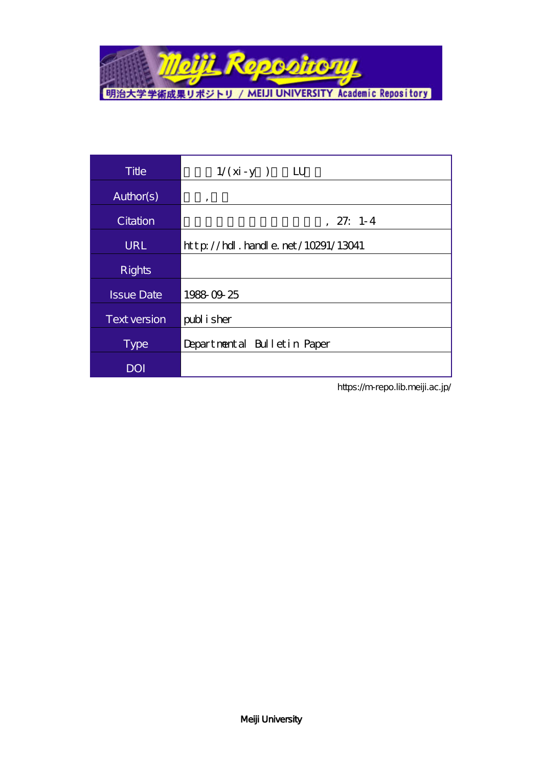| Title | 1/(xi-y ) LU |
| --- | --- |
| Author(s) | , |
| Citation | , 27: 1-4 |
| URL | http://hdl.handle.net/10291/13041 |
| Rights | |
| Issue Date | 1988-09-25 |
| Text version | publisher |
| Type | Departmental Bulletin Paper |
| DOI | |

https://m-repo.lib.meiji.ac.jp/

Meiji University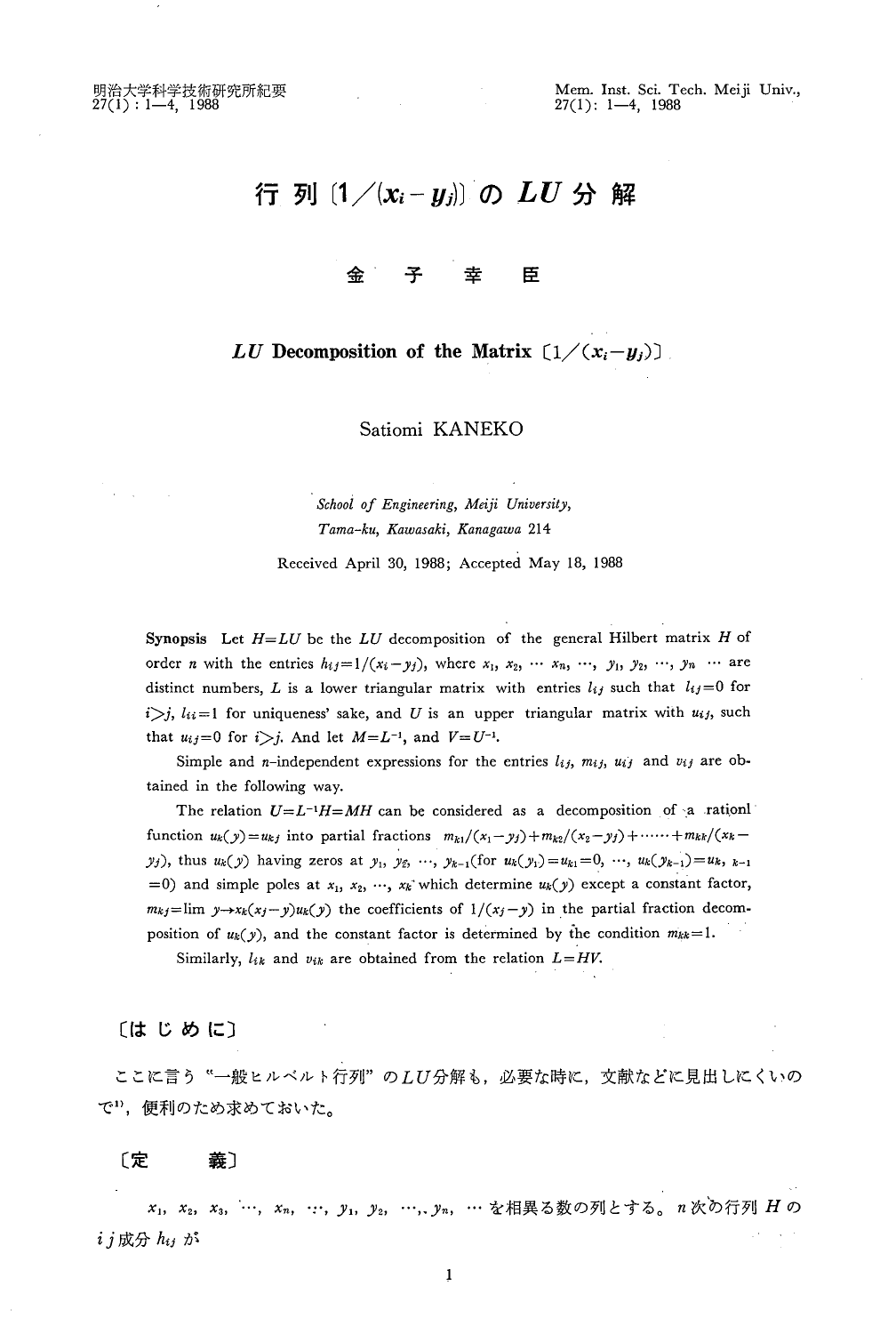# 行列 $[1/(x_i - y_j)]$ の $LU$ 分解

金 子 幸 臣

## $LU$ Decomposition of the Matrix $[1/(x_i - y_j)]$

Satiomi KANEKO

*School of Engineering, Meiji University,*
*Tama-ku, Kawasaki, Kanagawa 214*

Received April 30, 1988; Accepted May 18, 1988

**Synopsis** Let $H=LU$ be the $LU$ decomposition of the general Hilbert matrix $H$ of order $n$ with the entries $h_{ij}=1/(x_i-y_j)$, where $x_1, x_2, \cdots x_n, \cdots, y_1, y_2, \cdots, y_n \cdots$ are distinct numbers, $L$ is a lower triangular matrix with entries $l_{ij}$ such that $l_{ij}=0$ for $i>j$, $l_{ii}=1$ for uniqueness' sake, and $U$ is an upper triangular matrix with $u_{ij}$, such that $u_{ij}=0$ for $i>j$. And let $M=L^{-1}$, and $V=U^{-1}$.

Simple and $n$-independent expressions for the entries $l_{ij}$, $m_{ij}$, $u_{ij}$ and $v_{ij}$ are obtained in the following way.

The relation $U=L^{-1}H=MH$ can be considered as a decomposition of a rationl function $u_k(y)=u_{kj}$ into partial fractions $m_{k1}/(x_1-y_j)+m_{k2}/(x_2-y_j)+\cdots\cdots+m_{kk}/(x_k-y_j)$, thus $u_k(y)$ having zeros at $y_1, y_2, \cdots, y_{k-1}$(for $u_k(y_1)=u_{k1}=0, \cdots, u_k(y_{k-1})=u_{k,k-1}=0$) and simple poles at $x_1, x_2, \cdots, x_k$ which determine $u_k(y)$ except a constant factor, $m_{kj}=\lim y\to x_k(x_j-y)u_k(y)$ the coefficients of $1/(x_j-y)$ in the partial fraction decomposition of $u_k(y)$, and the constant factor is determined by the condition $m_{kk}=1$.

Similarly, $l_{ik}$ and $v_{ik}$ are obtained from the relation $L=HV$.

## 〔はじめに〕

ここに言う"一般ヒルベルト行列"の$LU$分解も，必要な時に，文献などに見出しにくいので[1]，便利のため求めておいた。

## 〔定　　義〕

$x_1, x_2, x_3, \cdots, x_n, \cdots, y_1, y_2, \cdots, y_n, \cdots$ を相異る数の列とする。$n$ 次の行列 $H$ の $ij$ 成分 $h_{ij}$ が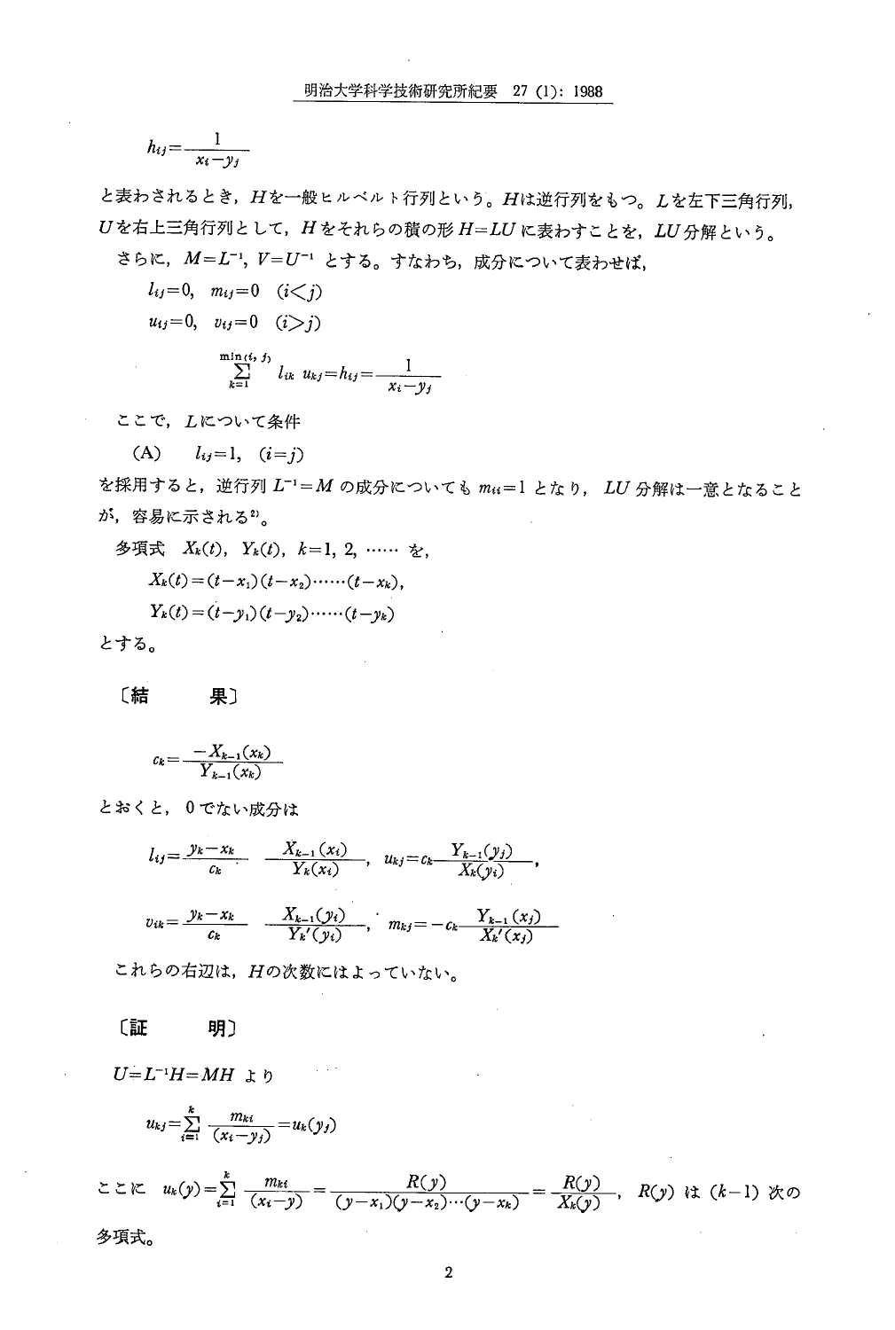$$h_{ij}=\frac{1}{x_i-y_j}$$

と表わされるとき，$H$を一般ヒルベルト行列という。$H$は逆行列をもつ。$L$を左下三角行列，$U$を右上三角行列として，$H$をそれらの積の形 $H=LU$ に表わすことを，$LU$分解という。

さらに，$M=L^{-1}$，$V=U^{-1}$ とする。すなわち，成分について表わせば，

$$l_{ij}=0,\quad m_{ij}=0\quad (i<j)$$

$$u_{ij}=0,\quad v_{ij}=0\quad (i>j)$$

$$\sum_{k=1}^{\min(i,\,j)} l_{ik}\ u_{kj}=h_{ij}=\frac{1}{x_i-y_j}$$

ここで，$L$について条件

(A)　$l_{ij}=1,\ \ (i=j)$

を採用すると，逆行列 $L^{-1}=M$ の成分についても $m_{ii}=1$ となり，$LU$ 分解は一意となることが，容易に示される[2]。

多項式 $X_k(t)$，$Y_k(t)$，$k=1, 2, \cdots\cdots$ を，

$$X_k(t)=(t-x_1)(t-x_2)\cdots\cdots(t-x_k),$$

$$Y_k(t)=(t-y_1)(t-y_2)\cdots\cdots(t-y_k)$$

とする。

## 〔結　　果〕

$$c_k=\frac{-X_{k-1}(x_k)}{Y_{k-1}(x_k)}$$

とおくと，0でない成分は

$$l_{ij}=\frac{y_k-x_k}{c_k}\quad\frac{X_{k-1}(x_i)}{Y_k(x_i)},\quad u_{kj}=c_k\frac{Y_{k-1}(y_j)}{X_k(y_i)},$$

$$v_{ik}=\frac{y_k-x_k}{c_k}\quad\frac{X_{k-1}(y_i)}{Y_k'(y_i)},\quad m_{kj}=-c_k\frac{Y_{k-1}(x_j)}{X_k'(x_j)}$$

これらの右辺は，$H$の次数にはよっていない。

## 〔証　　明〕

$U=L^{-1}H=MH$ より

$$u_{kj}=\sum_{i=1}^{k}\frac{m_{ki}}{(x_i-y_j)}=u_k(y_j)$$

ここに　$u_k(y)=\sum_{i=1}^{k}\frac{m_{ki}}{(x_i-y)}=\frac{R(y)}{(y-x_1)(y-x_2)\cdots(y-x_k)}=\frac{R(y)}{X_k(y)}$，$R(y)$ は $(k-1)$ 次の多項式。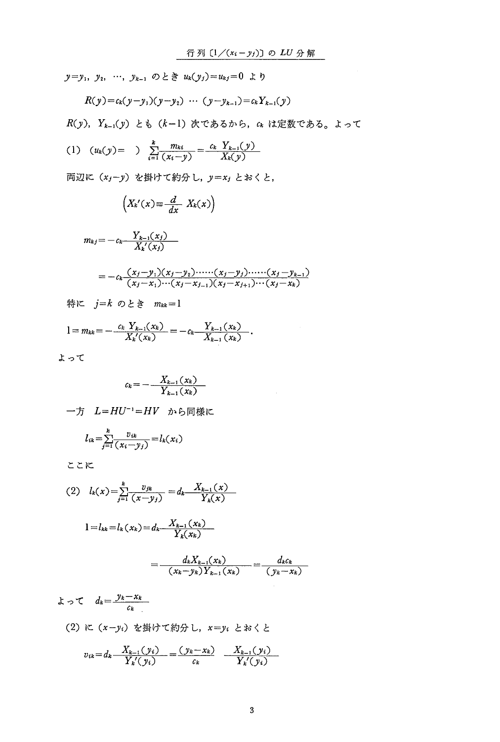$y=y_1, y_2, \cdots, y_{k-1}$ のとき $u_k(y_j)=u_{kj}=0$ より

$$R(y)=c_k(y-y_1)(y-y_2)\cdots(y-y_{k-1})=c_kY_{k-1}(y)$$

$R(y)$, $Y_{k-1}(y)$ とも $(k-1)$ 次であるから，$c_k$ は定数である。よって

$$(1)\quad (u_k(y)=\quad)\ \sum_{i=1}^{k}\frac{m_{ki}}{(x_i-y)}=\frac{c_k\ Y_{k-1}(y)}{X_k(y)}$$

両辺に $(x_j-y)$ を掛けて約分し，$y=x_j$ とおくと，

$$\left(X_k'(x)\equiv\frac{d}{dx}\ X_k(x)\right)$$

$$m_{kj}=-c_k\frac{Y_{k-1}(x_j)}{X_k'(x_j)}$$

$$=-c_k\frac{(x_j-y_1)(x_j-y_2)\cdots\cdots(x_j-y_j)\cdots\cdots(x_j-y_{k-1})}{(x_j-x_1)\cdots(x_j-x_{j-1})(x_j-x_{j+1})\cdots(x_j-x_k)}$$

特に　$j=k$ のとき　$m_{kk}=1$

$$1=m_{kk}=-\frac{c_k\ Y_{k-1}(x_k)}{X_k'(x_k)}=-c_k\frac{Y_{k-1}(x_k)}{X_{k-1}(x_k)}.$$

よって

$$c_k=-\frac{X_{k-1}(x_k)}{Y_{k-1}(x_k)}$$

一方　$L=HU^{-1}=HV$　から同様に

$$l_{ik}=\sum_{j=1}^{k}\frac{v_{ik}}{(x_i-y_j)}=l_k(x_i)$$

ここに

$$(2)\quad l_k(x)=\sum_{j=1}^{k}\frac{v_{jk}}{(x-y_j)}=d_k\frac{X_{k-1}(x)}{Y_k(x)}$$

$$1=l_{kk}=l_k(x_k)=d_k\frac{X_{k-1}(x_k)}{Y_k(x_k)}$$

$$=\frac{d_kX_{k-1}(x_k)}{(x_k-y_k)Y_{k-1}(x_k)}=\frac{d_kc_k}{(y_k-x_k)}$$

よって　$d_k=\dfrac{y_k-x_k}{c_k}$

(2) に $(x-y_i)$ を掛けて約分し，$x=y_i$ とおくと

$$v_{ik}=d_k\frac{X_{k-1}(y_i)}{Y_k'(y_i)}=\frac{(y_k-x_k)}{c_k}\quad\frac{X_{k-1}(y_i)}{Y_k'(y_i)}$$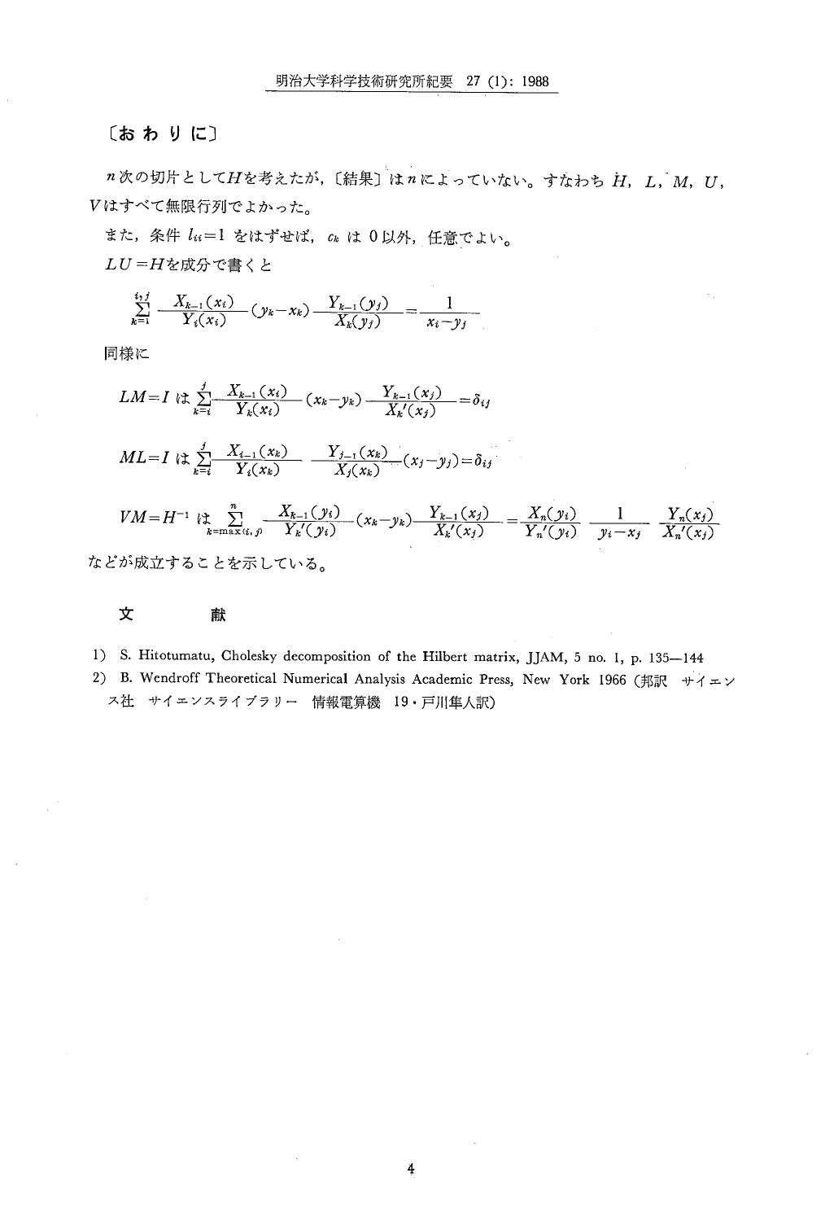## 〔おわりに〕

$n$ 次の切片として$H$を考えたが，〔結果〕は$n$によっていない。すなわち $H$，$L$，$M$，$U$，$V$はすべて無限行列でよかった。

また，条件 $l_{ii}=1$ をはずせば，$c_k$ は 0 以外，任意でよい。

$LU=H$を成分で書くと

$$\sum_{k=1}^{i,j} \frac{X_{k-1}(x_i)}{Y_i(x_i)}(y_k-x_k)\frac{Y_{k-1}(y_j)}{X_k(y_j)}=\frac{1}{x_i-y_j}$$

同様に

$$LM=I \text{ は } \sum_{k=i}^{j} \frac{X_{k-1}(x_i)}{Y_k(x_i)}(x_k-y_k)\frac{Y_{k-1}(x_j)}{X_k'(x_j)}=\delta_{ij}$$

$$ML=I \text{ は } \sum_{k=i}^{j} \frac{X_{i-1}(x_k)}{Y_i(x_k)} \frac{Y_{j-1}(x_k)}{X_j(x_k)}(x_j-y_j)=\delta_{ij}$$

$$VM=H^{-1} \text{ は } \sum_{k=\max(i,j)}^{n} \frac{X_{k-1}(y_i)}{Y_k'(y_i)}(x_k-y_k)\frac{Y_{k-1}(x_j)}{X_k'(x_j)}=\frac{X_n(y_i)}{Y_n'(y_i)}\frac{1}{y_i-x_j}\frac{Y_n(x_j)}{X_n'(x_j)}$$

などが成立することを示している。

## 文　　献

1) S. Hitotumatu, Cholesky decomposition of the Hilbert matrix, JJAM, 5 no. 1, p. 135—144

2) B. Wendroff Theoretical Numerical Analysis Academic Press, New York 1966 (邦訳 サイエンス社 サイエンスライブラリー 情報電算機 19・戸川隼人訳)